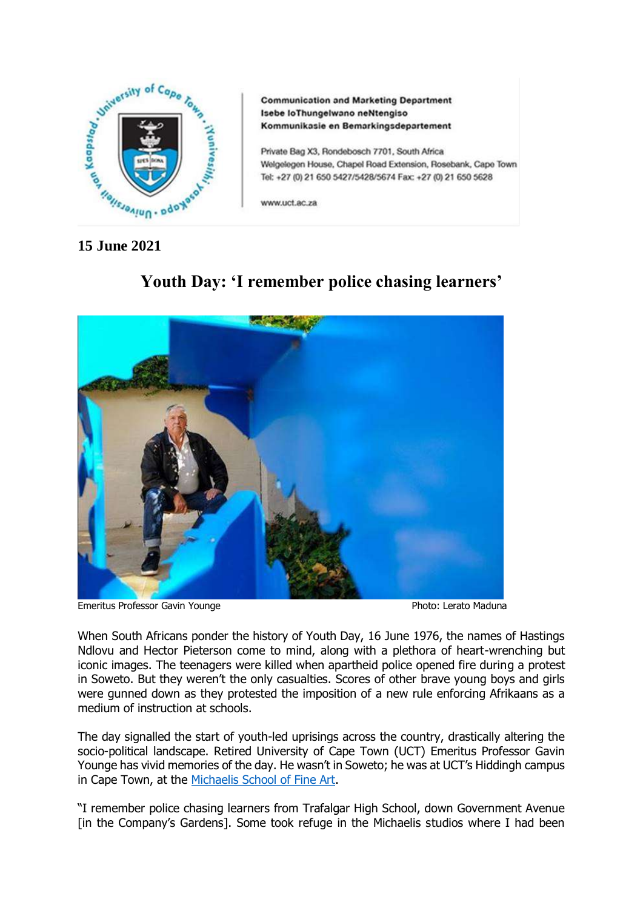Communication and Marketing Department
Isebe loThungelwano neNtengiso
Kommunikasie en Bemarkingsdepartement

Private Bag X3, Rondebosch 7701, South Africa
Welgelegen House, Chapel Road Extension, Rosebank, Cape Town
Tel: +27 (0) 21 650 5427/5428/5674 Fax: +27 (0) 21 650 5628

www.uct.ac.za

**15 June 2021**

# Youth Day: 'I remember police chasing learners'

Emeritus Professor Gavin Younge Photo: Lerato Maduna

When South Africans ponder the history of Youth Day, 16 June 1976, the names of Hastings Ndlovu and Hector Pieterson come to mind, along with a plethora of heart-wrenching but iconic images. The teenagers were killed when apartheid police opened fire during a protest in Soweto. But they weren't the only casualties. Scores of other brave young boys and girls were gunned down as they protested the imposition of a new rule enforcing Afrikaans as a medium of instruction at schools.

The day signalled the start of youth-led uprisings across the country, drastically altering the socio-political landscape. Retired University of Cape Town (UCT) Emeritus Professor Gavin Younge has vivid memories of the day. He wasn't in Soweto; he was at UCT's Hiddingh campus in Cape Town, at the Michaelis School of Fine Art.

"I remember police chasing learners from Trafalgar High School, down Government Avenue [in the Company's Gardens]. Some took refuge in the Michaelis studios where I had been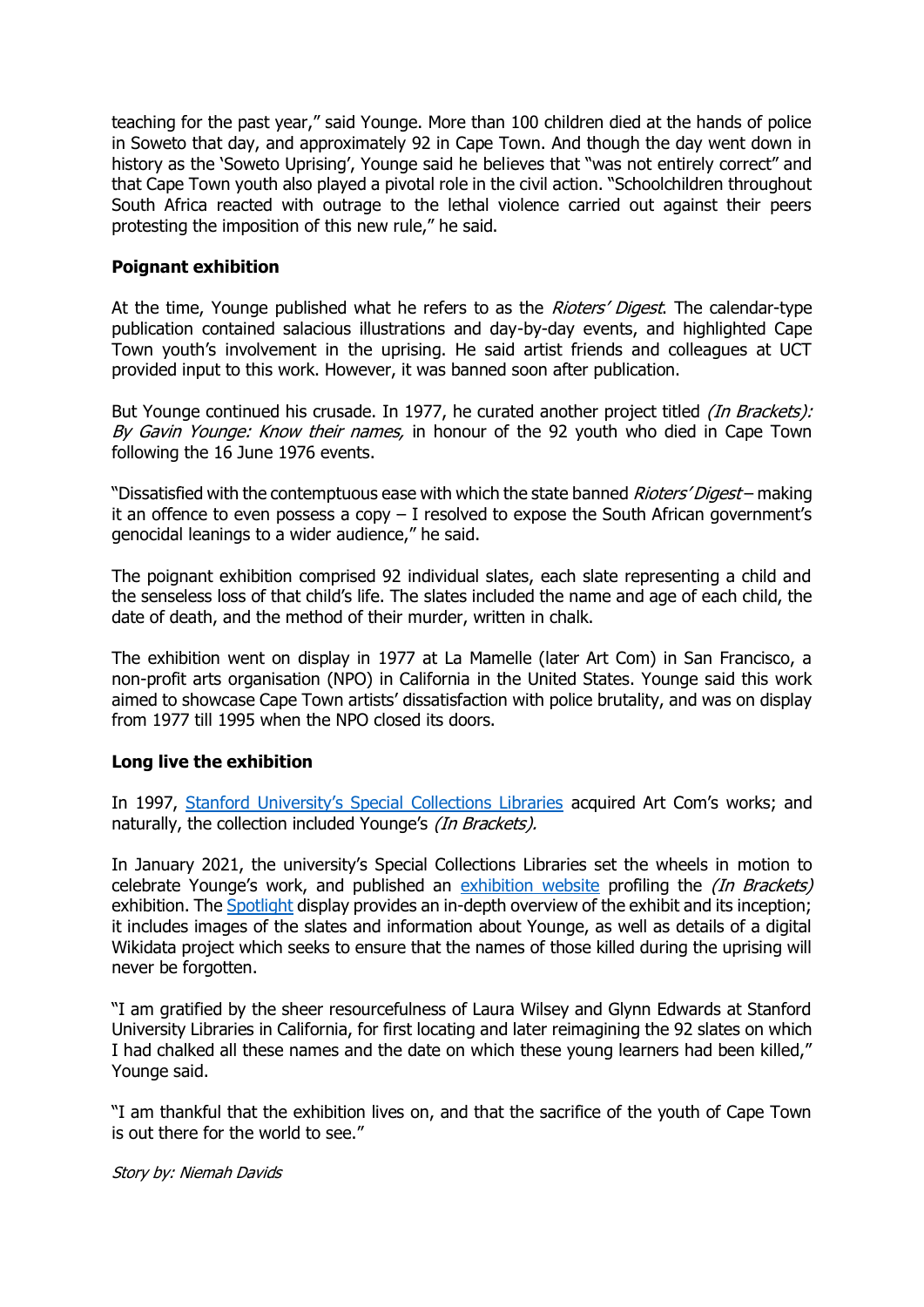teaching for the past year," said Younge. More than 100 children died at the hands of police in Soweto that day, and approximately 92 in Cape Town. And though the day went down in history as the 'Soweto Uprising', Younge said he believes that "was not entirely correct" and that Cape Town youth also played a pivotal role in the civil action. "Schoolchildren throughout South Africa reacted with outrage to the lethal violence carried out against their peers protesting the imposition of this new rule," he said.

**Poignant exhibition**

At the time, Younge published what he refers to as the *Rioters' Digest*. The calendar-type publication contained salacious illustrations and day-by-day events, and highlighted Cape Town youth's involvement in the uprising. He said artist friends and colleagues at UCT provided input to this work. However, it was banned soon after publication.

But Younge continued his crusade. In 1977, he curated another project titled *(In Brackets): By Gavin Younge: Know their names,* in honour of the 92 youth who died in Cape Town following the 16 June 1976 events.

"Dissatisfied with the contemptuous ease with which the state banned *Rioters' Digest* – making it an offence to even possess a copy – I resolved to expose the South African government's genocidal leanings to a wider audience," he said.

The poignant exhibition comprised 92 individual slates, each slate representing a child and the senseless loss of that child's life. The slates included the name and age of each child, the date of death, and the method of their murder, written in chalk.

The exhibition went on display in 1977 at La Mamelle (later Art Com) in San Francisco, a non-profit arts organisation (NPO) in California in the United States. Younge said this work aimed to showcase Cape Town artists' dissatisfaction with police brutality, and was on display from 1977 till 1995 when the NPO closed its doors.

**Long live the exhibition**

In 1997, Stanford University's Special Collections Libraries acquired Art Com's works; and naturally, the collection included Younge's *(In Brackets).*

In January 2021, the university's Special Collections Libraries set the wheels in motion to celebrate Younge's work, and published an exhibition website profiling the *(In Brackets)* exhibition. The Spotlight display provides an in-depth overview of the exhibit and its inception; it includes images of the slates and information about Younge, as well as details of a digital Wikidata project which seeks to ensure that the names of those killed during the uprising will never be forgotten.

"I am gratified by the sheer resourcefulness of Laura Wilsey and Glynn Edwards at Stanford University Libraries in California, for first locating and later reimagining the 92 slates on which I had chalked all these names and the date on which these young learners had been killed," Younge said.

"I am thankful that the exhibition lives on, and that the sacrifice of the youth of Cape Town is out there for the world to see."

*Story by: Niemah Davids*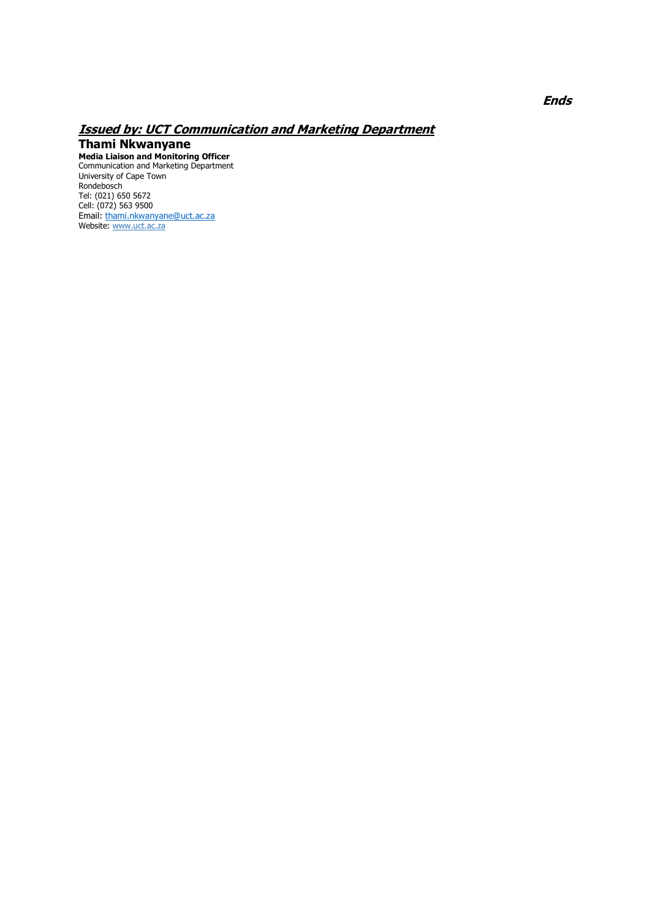***Ends***

***Issued by: UCT Communication and Marketing Department***

**Thami Nkwanyane**
**Media Liaison and Monitoring Officer**
Communication and Marketing Department
University of Cape Town
Rondebosch
Tel: (021) 650 5672
Cell: (072) 563 9500
Email: thami.nkwanyane@uct.ac.za
Website: www.uct.ac.za